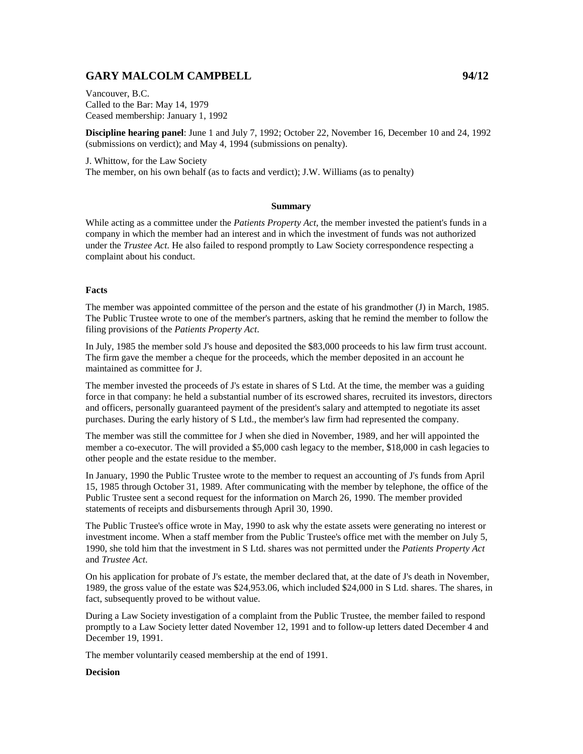# GARY MALCOLM CAMPBELL 94/12

Vancouver, B.C.
Called to the Bar: May 14, 1979
Ceased membership: January 1, 1992

**Discipline hearing panel**: June 1 and July 7, 1992; October 22, November 16, December 10 and 24, 1992 (submissions on verdict); and May 4, 1994 (submissions on penalty).

J. Whittow, for the Law Society
The member, on his own behalf (as to facts and verdict); J.W. Williams (as to penalty)

## Summary

While acting as a committee under the *Patients Property Act*, the member invested the patient's funds in a company in which the member had an interest and in which the investment of funds was not authorized under the *Trustee Act*. He also failed to respond promptly to Law Society correspondence respecting a complaint about his conduct.

### Facts

The member was appointed committee of the person and the estate of his grandmother (J) in March, 1985. The Public Trustee wrote to one of the member's partners, asking that he remind the member to follow the filing provisions of the *Patients Property Act*.

In July, 1985 the member sold J's house and deposited the $83,000 proceeds to his law firm trust account. The firm gave the member a cheque for the proceeds, which the member deposited in an account he maintained as committee for J.

The member invested the proceeds of J's estate in shares of S Ltd. At the time, the member was a guiding force in that company: he held a substantial number of its escrowed shares, recruited its investors, directors and officers, personally guaranteed payment of the president's salary and attempted to negotiate its asset purchases. During the early history of S Ltd., the member's law firm had represented the company.

The member was still the committee for J when she died in November, 1989, and her will appointed the member a co-executor. The will provided a $5,000 cash legacy to the member, $18,000 in cash legacies to other people and the estate residue to the member.

In January, 1990 the Public Trustee wrote to the member to request an accounting of J's funds from April 15, 1985 through October 31, 1989. After communicating with the member by telephone, the office of the Public Trustee sent a second request for the information on March 26, 1990. The member provided statements of receipts and disbursements through April 30, 1990.

The Public Trustee's office wrote in May, 1990 to ask why the estate assets were generating no interest or investment income. When a staff member from the Public Trustee's office met with the member on July 5, 1990, she told him that the investment in S Ltd. shares was not permitted under the *Patients Property Act* and *Trustee Act*.

On his application for probate of J's estate, the member declared that, at the date of J's death in November, 1989, the gross value of the estate was $24,953.06, which included $24,000 in S Ltd. shares. The shares, in fact, subsequently proved to be without value.

During a Law Society investigation of a complaint from the Public Trustee, the member failed to respond promptly to a Law Society letter dated November 12, 1991 and to follow-up letters dated December 4 and December 19, 1991.

The member voluntarily ceased membership at the end of 1991.

### Decision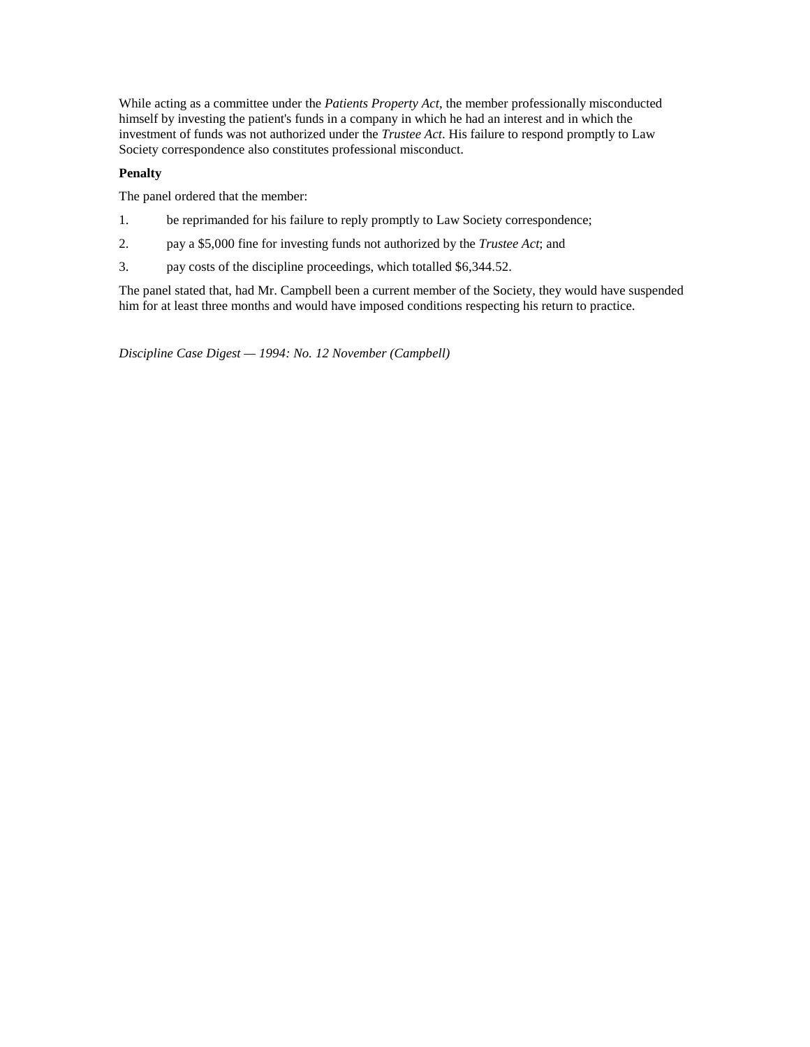While acting as a committee under the *Patients Property Act*, the member professionally misconducted himself by investing the patient's funds in a company in which he had an interest and in which the investment of funds was not authorized under the *Trustee Act*. His failure to respond promptly to Law Society correspondence also constitutes professional misconduct.

**Penalty**

The panel ordered that the member:

1. be reprimanded for his failure to reply promptly to Law Society correspondence;
2. pay a $5,000 fine for investing funds not authorized by the *Trustee Act*; and
3. pay costs of the discipline proceedings, which totalled $6,344.52.

The panel stated that, had Mr. Campbell been a current member of the Society, they would have suspended him for at least three months and would have imposed conditions respecting his return to practice.

*Discipline Case Digest — 1994: No. 12 November (Campbell)*